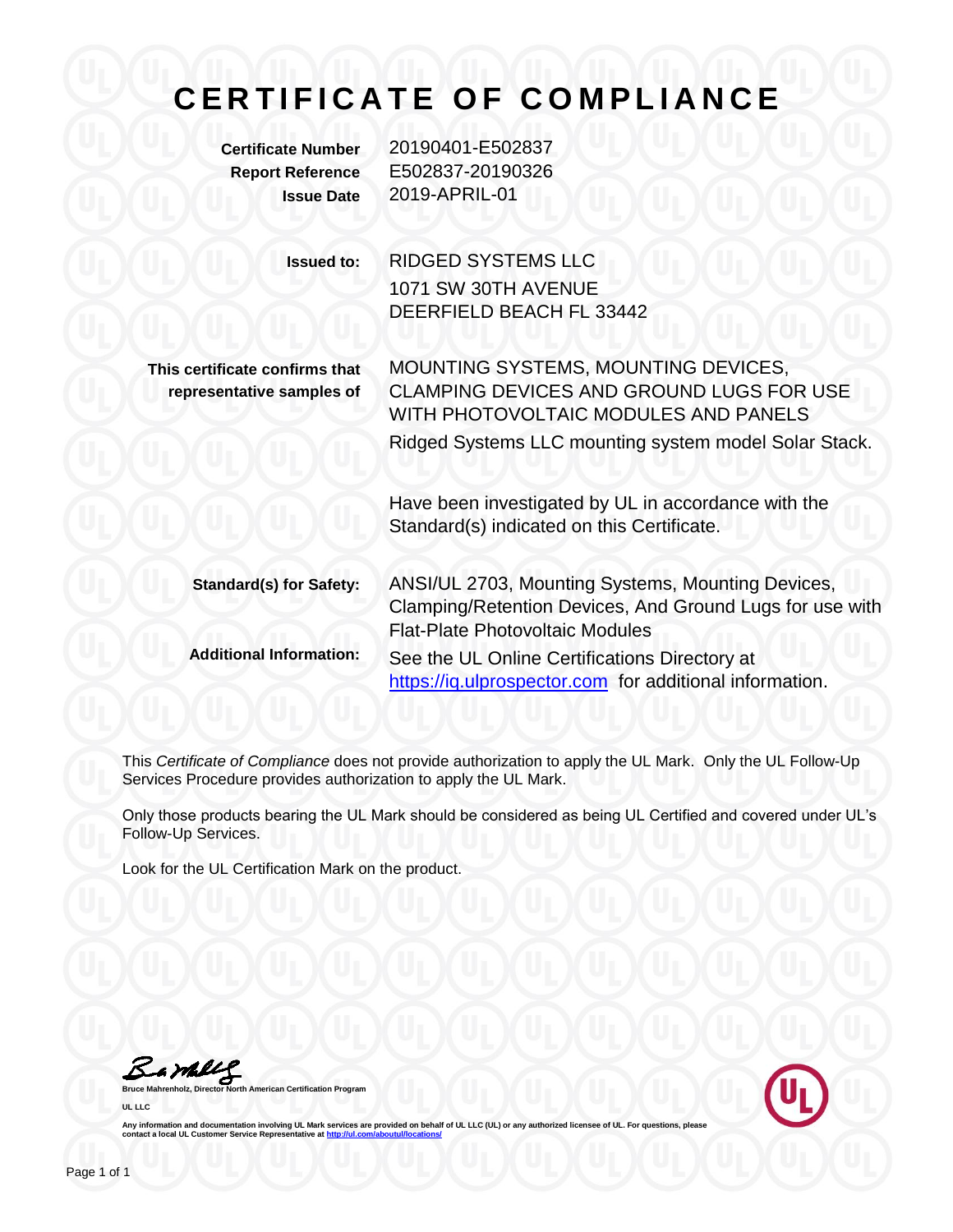# CERTIFICATE OF COMPLIANCE

**Certificate Number** 20190401-E502837
**Report Reference** E502837-20190326
**Issue Date** 2019-APRIL-01

**Issued to:** RIDGED SYSTEMS LLC
1071 SW 30TH AVENUE
DEERFIELD BEACH FL 33442

**This certificate confirms that representative samples of** MOUNTING SYSTEMS, MOUNTING DEVICES, CLAMPING DEVICES AND GROUND LUGS FOR USE WITH PHOTOVOLTAIC MODULES AND PANELS

Ridged Systems LLC mounting system model Solar Stack.

Have been investigated by UL in accordance with the Standard(s) indicated on this Certificate.

**Standard(s) for Safety:** ANSI/UL 2703, Mounting Systems, Mounting Devices, Clamping/Retention Devices, And Ground Lugs for use with Flat-Plate Photovoltaic Modules

**Additional Information:** See the UL Online Certifications Directory at https://iq.ulprospector.com for additional information.

This *Certificate of Compliance* does not provide authorization to apply the UL Mark. Only the UL Follow-Up Services Procedure provides authorization to apply the UL Mark.

Only those products bearing the UL Mark should be considered as being UL Certified and covered under UL's Follow-Up Services.

Look for the UL Certification Mark on the product.

**Bruce Mahrenholz, Director North American Certification Program**
**UL LLC**

**Any information and documentation involving UL Mark services are provided on behalf of UL LLC (UL) or any authorized licensee of UL. For questions, please contact a local UL Customer Service Representative at http://ul.com/aboutul/locations/**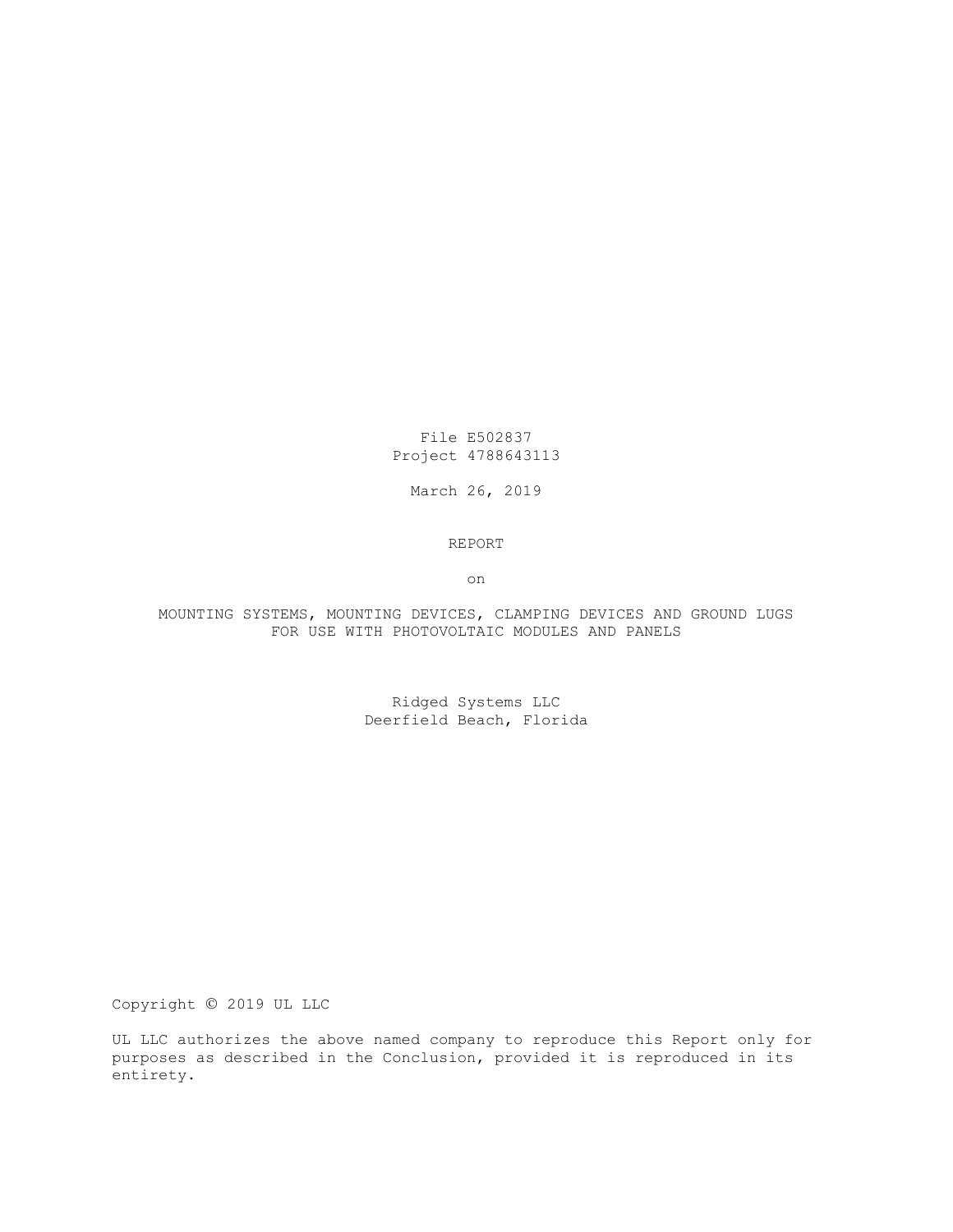File E502837
Project 4788643113

March 26, 2019

REPORT

on

MOUNTING SYSTEMS, MOUNTING DEVICES, CLAMPING DEVICES AND GROUND LUGS FOR USE WITH PHOTOVOLTAIC MODULES AND PANELS

Ridged Systems LLC
Deerfield Beach, Florida

Copyright © 2019 UL LLC

UL LLC authorizes the above named company to reproduce this Report only for purposes as described in the Conclusion, provided it is reproduced in its entirety.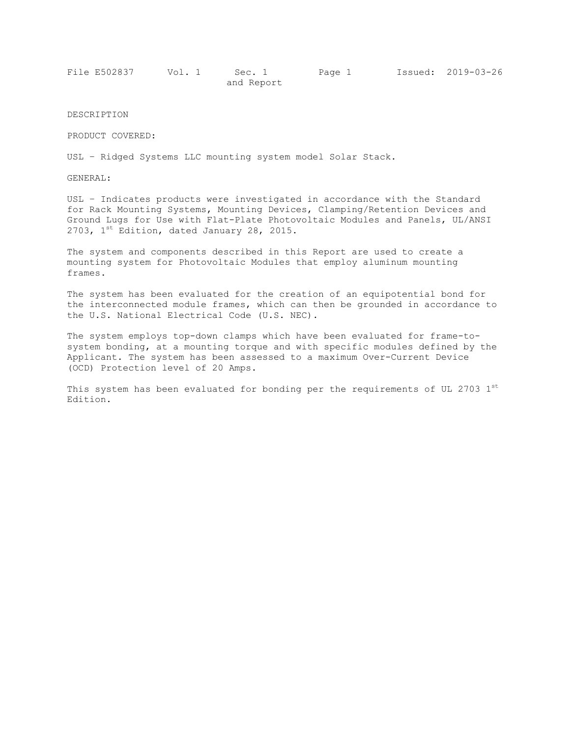DESCRIPTION

PRODUCT COVERED:

USL – Ridged Systems LLC mounting system model Solar Stack.

GENERAL:

USL – Indicates products were investigated in accordance with the Standard for Rack Mounting Systems, Mounting Devices, Clamping/Retention Devices and Ground Lugs for Use with Flat-Plate Photovoltaic Modules and Panels, UL/ANSI 2703, 1st Edition, dated January 28, 2015.

The system and components described in this Report are used to create a mounting system for Photovoltaic Modules that employ aluminum mounting frames.

The system has been evaluated for the creation of an equipotential bond for the interconnected module frames, which can then be grounded in accordance to the U.S. National Electrical Code (U.S. NEC).

The system employs top-down clamps which have been evaluated for frame-to-system bonding, at a mounting torque and with specific modules defined by the Applicant. The system has been assessed to a maximum Over-Current Device (OCD) Protection level of 20 Amps.

This system has been evaluated for bonding per the requirements of UL 2703 1st Edition.